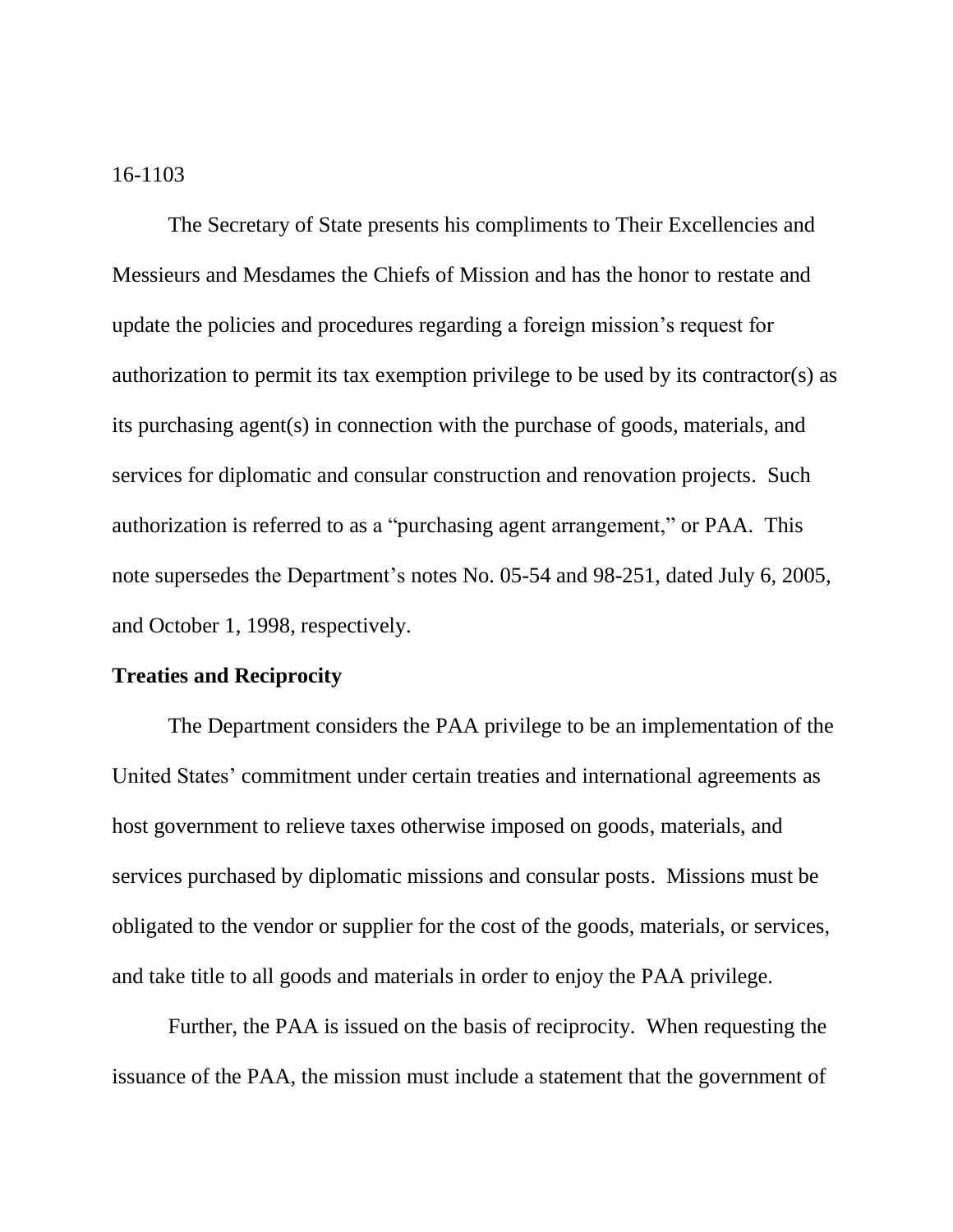16-1103

The Secretary of State presents his compliments to Their Excellencies and Messieurs and Mesdames the Chiefs of Mission and has the honor to restate and update the policies and procedures regarding a foreign mission's request for authorization to permit its tax exemption privilege to be used by its contractor(s) as its purchasing agent(s) in connection with the purchase of goods, materials, and services for diplomatic and consular construction and renovation projects. Such authorization is referred to as a "purchasing agent arrangement," or PAA. This note supersedes the Department's notes No. 05-54 and 98-251, dated July 6, 2005, and October 1, 1998, respectively.

**Treaties and Reciprocity**

The Department considers the PAA privilege to be an implementation of the United States' commitment under certain treaties and international agreements as host government to relieve taxes otherwise imposed on goods, materials, and services purchased by diplomatic missions and consular posts. Missions must be obligated to the vendor or supplier for the cost of the goods, materials, or services, and take title to all goods and materials in order to enjoy the PAA privilege.

Further, the PAA is issued on the basis of reciprocity. When requesting the issuance of the PAA, the mission must include a statement that the government of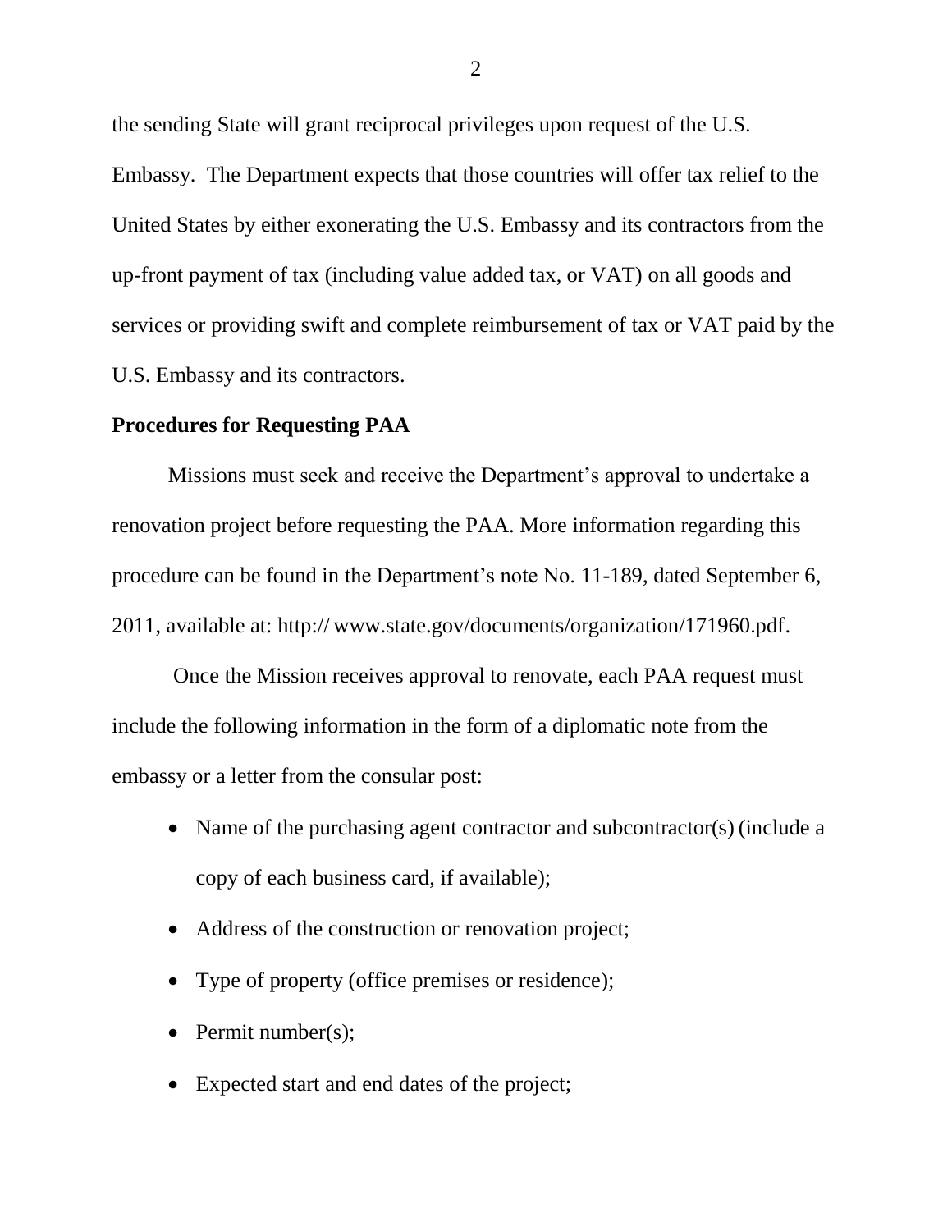the sending State will grant reciprocal privileges upon request of the U.S. Embassy. The Department expects that those countries will offer tax relief to the United States by either exonerating the U.S. Embassy and its contractors from the up-front payment of tax (including value added tax, or VAT) on all goods and services or providing swift and complete reimbursement of tax or VAT paid by the U.S. Embassy and its contractors.

**Procedures for Requesting PAA**

Missions must seek and receive the Department's approval to undertake a renovation project before requesting the PAA. More information regarding this procedure can be found in the Department's note No. 11-189, dated September 6, 2011, available at: http:// www.state.gov/documents/organization/171960.pdf.

Once the Mission receives approval to renovate, each PAA request must include the following information in the form of a diplomatic note from the embassy or a letter from the consular post:

- Name of the purchasing agent contractor and subcontractor(s) (include a copy of each business card, if available);
- Address of the construction or renovation project;
- Type of property (office premises or residence);
- Permit number(s);
- Expected start and end dates of the project;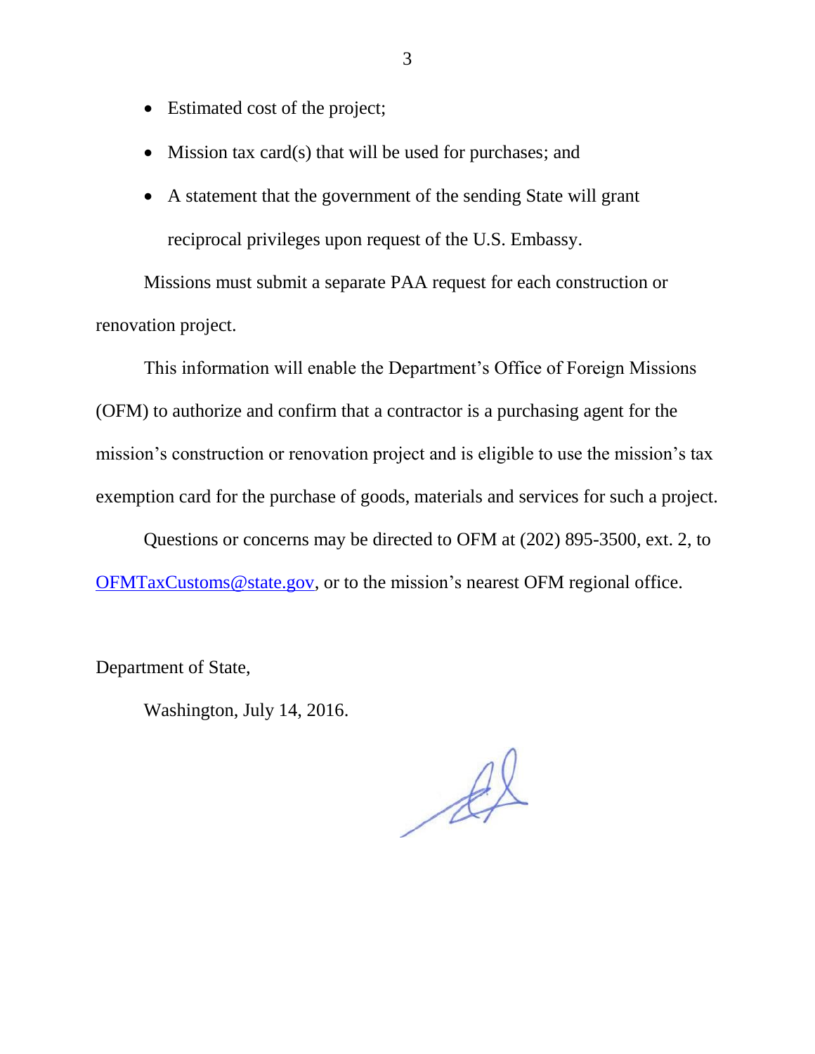- Estimated cost of the project;
- Mission tax card(s) that will be used for purchases; and
- A statement that the government of the sending State will grant reciprocal privileges upon request of the U.S. Embassy.

Missions must submit a separate PAA request for each construction or renovation project.

This information will enable the Department's Office of Foreign Missions (OFM) to authorize and confirm that a contractor is a purchasing agent for the mission's construction or renovation project and is eligible to use the mission's tax exemption card for the purchase of goods, materials and services for such a project.

Questions or concerns may be directed to OFM at (202) 895-3500, ext. 2, to OFMTaxCustoms@state.gov, or to the mission's nearest OFM regional office.

Department of State,

Washington, July 14, 2016.